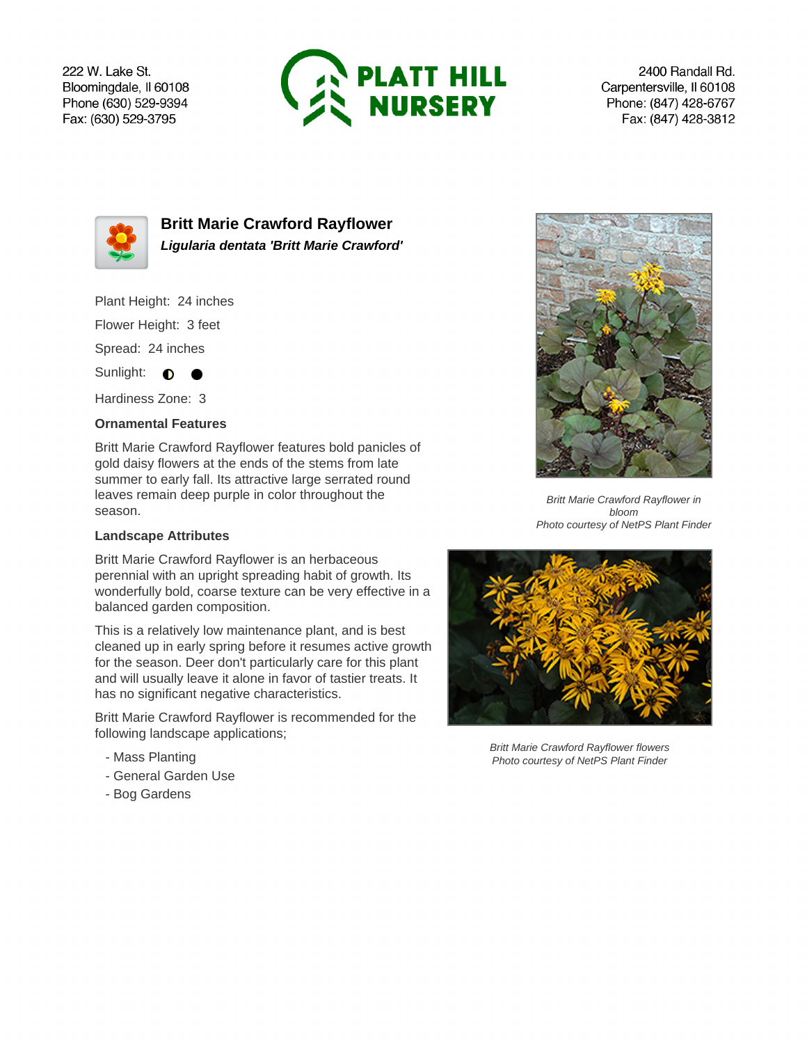222 W. Lake St.
Bloomingdale, Il 60108
Phone (630) 529-9394
Fax: (630) 529-3795

**PLATT HILL NURSERY**

2400 Randall Rd.
Carpentersville, Il 60108
Phone: (847) 428-6767
Fax: (847) 428-3812

## Britt Marie Crawford Rayflower

***Ligularia dentata 'Britt Marie Crawford'***

Plant Height: 24 inches

Flower Height: 3 feet

Spread: 24 inches

Sunlight: ◐ ●

Hardiness Zone: 3

### Ornamental Features

Britt Marie Crawford Rayflower features bold panicles of gold daisy flowers at the ends of the stems from late summer to early fall. Its attractive large serrated round leaves remain deep purple in color throughout the season.

### Landscape Attributes

Britt Marie Crawford Rayflower is an herbaceous perennial with an upright spreading habit of growth. Its wonderfully bold, coarse texture can be very effective in a balanced garden composition.

This is a relatively low maintenance plant, and is best cleaned up in early spring before it resumes active growth for the season. Deer don't particularly care for this plant and will usually leave it alone in favor of tastier treats. It has no significant negative characteristics.

Britt Marie Crawford Rayflower is recommended for the following landscape applications;

- Mass Planting
- General Garden Use
- Bog Gardens

*Britt Marie Crawford Rayflower in bloom*
*Photo courtesy of NetPS Plant Finder*

*Britt Marie Crawford Rayflower flowers*
*Photo courtesy of NetPS Plant Finder*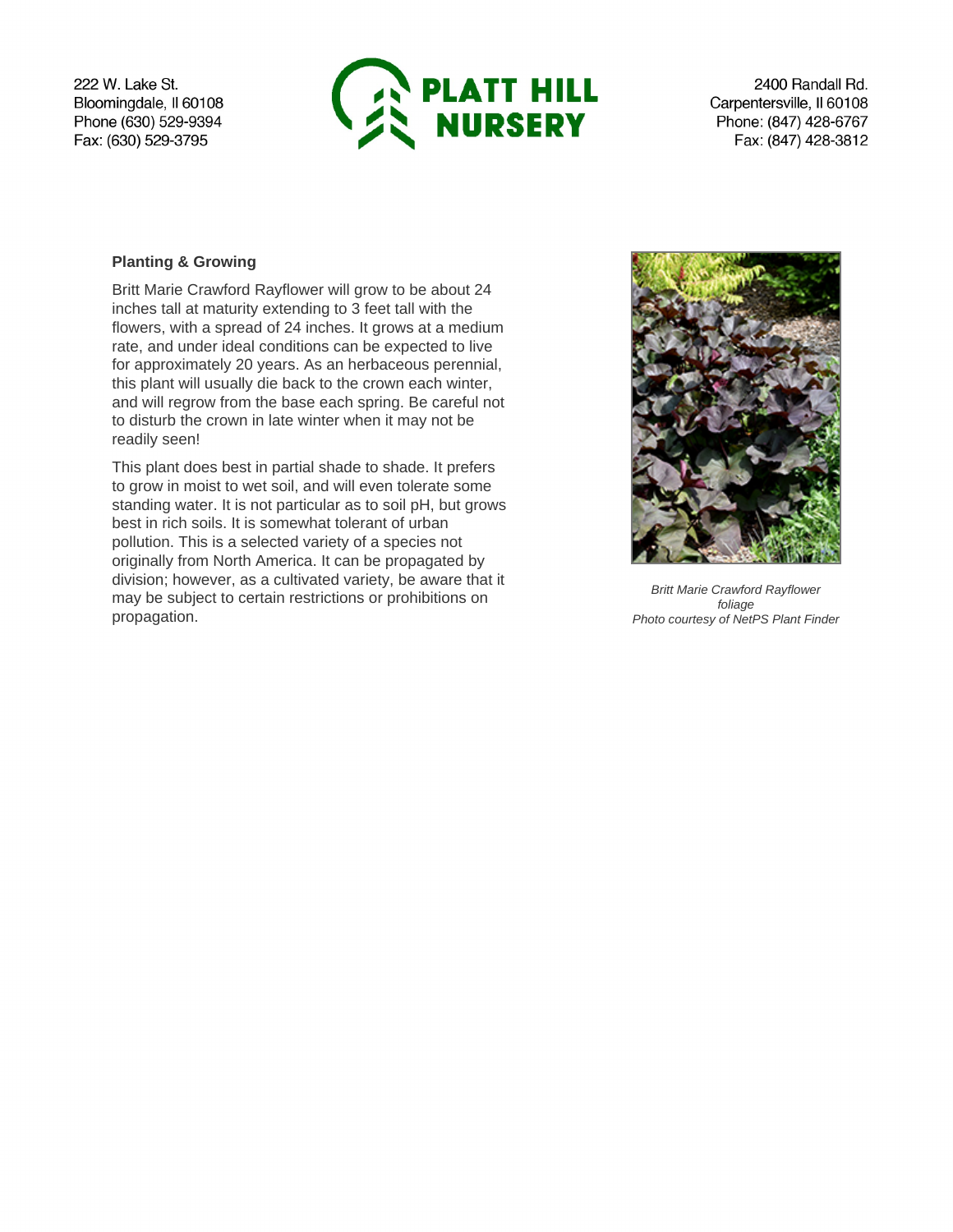222 W. Lake St.
Bloomingdale, Il 60108
Phone (630) 529-9394
Fax: (630) 529-3795

PLATT HILL NURSERY

2400 Randall Rd.
Carpentersville, Il 60108
Phone: (847) 428-6767
Fax: (847) 428-3812

**Planting & Growing**

Britt Marie Crawford Rayflower will grow to be about 24 inches tall at maturity extending to 3 feet tall with the flowers, with a spread of 24 inches. It grows at a medium rate, and under ideal conditions can be expected to live for approximately 20 years. As an herbaceous perennial, this plant will usually die back to the crown each winter, and will regrow from the base each spring. Be careful not to disturb the crown in late winter when it may not be readily seen!

This plant does best in partial shade to shade. It prefers to grow in moist to wet soil, and will even tolerate some standing water. It is not particular as to soil pH, but grows best in rich soils. It is somewhat tolerant of urban pollution. This is a selected variety of a species not originally from North America. It can be propagated by division; however, as a cultivated variety, be aware that it may be subject to certain restrictions or prohibitions on propagation.

*Britt Marie Crawford Rayflower foliage*
*Photo courtesy of NetPS Plant Finder*